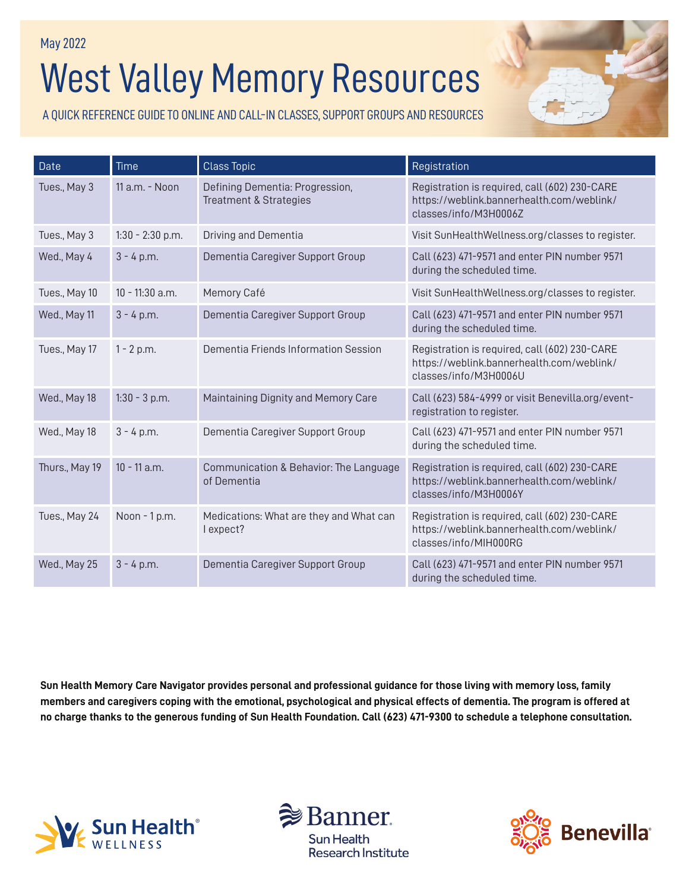May 2022

# West Valley Memory Resources

A QUICK REFERENCE GUIDE TO ONLINE AND CALL-IN CLASSES, SUPPORT GROUPS AND RESOURCES

| Date | Time | Class Topic | Registration |
|---|---|---|---|
| Tues., May 3 | 11 a.m. - Noon | Defining Dementia: Progression, Treatment & Strategies | Registration is required, call (602) 230-CARE https://weblink.bannerhealth.com/weblink/classes/info/M3H0006Z |
| Tues., May 3 | 1:30 - 2:30 p.m. | Driving and Dementia | Visit SunHealthWellness.org/classes to register. |
| Wed., May 4 | 3 - 4 p.m. | Dementia Caregiver Support Group | Call (623) 471-9571 and enter PIN number 9571 during the scheduled time. |
| Tues., May 10 | 10 - 11:30 a.m. | Memory Café | Visit SunHealthWellness.org/classes to register. |
| Wed., May 11 | 3 - 4 p.m. | Dementia Caregiver Support Group | Call (623) 471-9571 and enter PIN number 9571 during the scheduled time. |
| Tues., May 17 | 1 - 2 p.m. | Dementia Friends Information Session | Registration is required, call (602) 230-CARE https://weblink.bannerhealth.com/weblink/classes/info/M3H0006U |
| Wed., May 18 | 1:30 - 3 p.m. | Maintaining Dignity and Memory Care | Call (623) 584-4999 or visit Benevilla.org/event-registration to register. |
| Wed., May 18 | 3 - 4 p.m. | Dementia Caregiver Support Group | Call (623) 471-9571 and enter PIN number 9571 during the scheduled time. |
| Thurs., May 19 | 10 - 11 a.m. | Communication & Behavior: The Language of Dementia | Registration is required, call (602) 230-CARE https://weblink.bannerhealth.com/weblink/classes/info/M3H0006Y |
| Tues., May 24 | Noon - 1 p.m. | Medications: What are they and What can I expect? | Registration is required, call (602) 230-CARE https://weblink.bannerhealth.com/weblink/classes/info/MIH000RG |
| Wed., May 25 | 3 - 4 p.m. | Dementia Caregiver Support Group | Call (623) 471-9571 and enter PIN number 9571 during the scheduled time. |

**Sun Health Memory Care Navigator provides personal and professional guidance for those living with memory loss, family members and caregivers coping with the emotional, psychological and physical effects of dementia. The program is offered at no charge thanks to the generous funding of Sun Health Foundation. Call (623) 471-9300 to schedule a telephone consultation.**

Sun Health® WELLNESS

Banner. Sun Health Research Institute

Benevilla®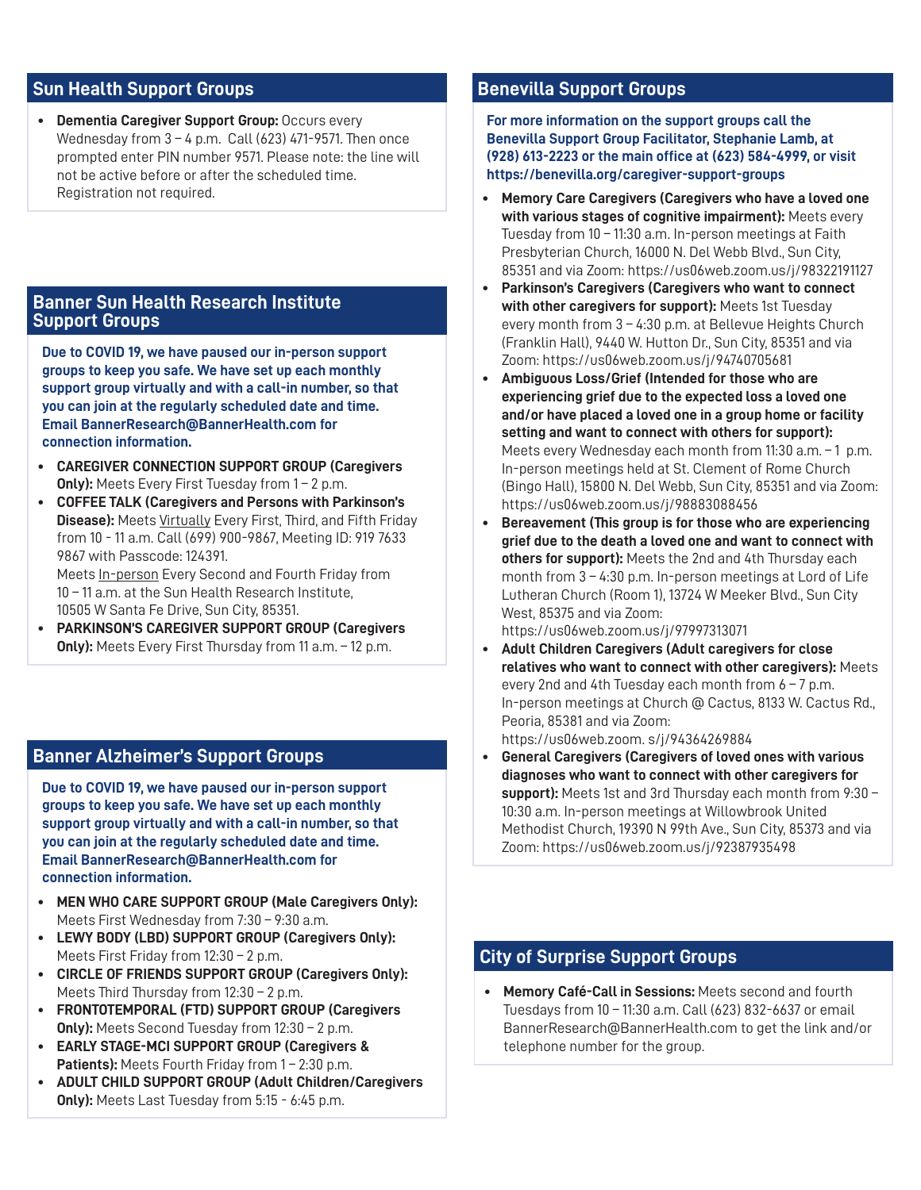## Sun Health Support Groups

- **Dementia Caregiver Support Group:** Occurs every Wednesday from 3 – 4 p.m. Call (623) 471-9571. Then once prompted enter PIN number 9571. Please note: the line will not be active before or after the scheduled time. Registration not required.

## Banner Sun Health Research Institute Support Groups

**Due to COVID 19, we have paused our in-person support groups to keep you safe. We have set up each monthly support group virtually and with a call-in number, so that you can join at the regularly scheduled date and time. Email BannerResearch@BannerHealth.com for connection information.**

- **CAREGIVER CONNECTION SUPPORT GROUP (Caregivers Only):** Meets Every First Tuesday from 1 – 2 p.m.
- **COFFEE TALK (Caregivers and Persons with Parkinson's Disease):** Meets Virtually Every First, Third, and Fifth Friday from 10 - 11 a.m. Call (699) 900-9867, Meeting ID: 919 7633 9867 with Passcode: 124391.
  Meets In-person Every Second and Fourth Friday from 10 – 11 a.m. at the Sun Health Research Institute, 10505 W Santa Fe Drive, Sun City, 85351.
- **PARKINSON'S CAREGIVER SUPPORT GROUP (Caregivers Only):** Meets Every First Thursday from 11 a.m. – 12 p.m.

## Banner Alzheimer's Support Groups

**Due to COVID 19, we have paused our in-person support groups to keep you safe. We have set up each monthly support group virtually and with a call-in number, so that you can join at the regularly scheduled date and time. Email BannerResearch@BannerHealth.com for connection information.**

- **MEN WHO CARE SUPPORT GROUP (Male Caregivers Only):** Meets First Wednesday from 7:30 – 9:30 a.m.
- **LEWY BODY (LBD) SUPPORT GROUP (Caregivers Only):** Meets First Friday from 12:30 – 2 p.m.
- **CIRCLE OF FRIENDS SUPPORT GROUP (Caregivers Only):** Meets Third Thursday from 12:30 – 2 p.m.
- **FRONTOTEMPORAL (FTD) SUPPORT GROUP (Caregivers Only):** Meets Second Tuesday from 12:30 – 2 p.m.
- **EARLY STAGE-MCI SUPPORT GROUP (Caregivers & Patients):** Meets Fourth Friday from 1 – 2:30 p.m.
- **ADULT CHILD SUPPORT GROUP (Adult Children/Caregivers Only):** Meets Last Tuesday from 5:15 - 6:45 p.m.

## Benevilla Support Groups

**For more information on the support groups call the Benevilla Support Group Facilitator, Stephanie Lamb, at (928) 613-2223 or the main office at (623) 584-4999, or visit https://benevilla.org/caregiver-support-groups**

- **Memory Care Caregivers (Caregivers who have a loved one with various stages of cognitive impairment):** Meets every Tuesday from 10 – 11:30 a.m. In-person meetings at Faith Presbyterian Church, 16000 N. Del Webb Blvd., Sun City, 85351 and via Zoom: https://us06web.zoom.us/j/98322191127
- **Parkinson's Caregivers (Caregivers who want to connect with other caregivers for support):** Meets 1st Tuesday every month from 3 – 4:30 p.m. at Bellevue Heights Church (Franklin Hall), 9440 W. Hutton Dr., Sun City, 85351 and via Zoom: https://us06web.zoom.us/j/94740705681
- **Ambiguous Loss/Grief (Intended for those who are experiencing grief due to the expected loss a loved one and/or have placed a loved one in a group home or facility setting and want to connect with others for support):** Meets every Wednesday each month from 11:30 a.m. – 1 p.m. In-person meetings held at St. Clement of Rome Church (Bingo Hall), 15800 N. Del Webb, Sun City, 85351 and via Zoom: https://us06web.zoom.us/j/98883088456
- **Bereavement (This group is for those who are experiencing grief due to the death a loved one and want to connect with others for support):** Meets the 2nd and 4th Thursday each month from 3 – 4:30 p.m. In-person meetings at Lord of Life Lutheran Church (Room 1), 13724 W Meeker Blvd., Sun City West, 85375 and via Zoom: https://us06web.zoom.us/j/97997313071
- **Adult Children Caregivers (Adult caregivers for close relatives who want to connect with other caregivers):** Meets every 2nd and 4th Tuesday each month from 6 – 7 p.m. In-person meetings at Church @ Cactus, 8133 W. Cactus Rd., Peoria, 85381 and via Zoom: https://us06web.zoom. s/j/94364269884
- **General Caregivers (Caregivers of loved ones with various diagnoses who want to connect with other caregivers for support):** Meets 1st and 3rd Thursday each month from 9:30 – 10:30 a.m. In-person meetings at Willowbrook United Methodist Church, 19390 N 99th Ave., Sun City, 85373 and via Zoom: https://us06web.zoom.us/j/92387935498

## City of Surprise Support Groups

- **Memory Café-Call in Sessions:** Meets second and fourth Tuesdays from 10 – 11:30 a.m. Call (623) 832-6637 or email BannerResearch@BannerHealth.com to get the link and/or telephone number for the group.